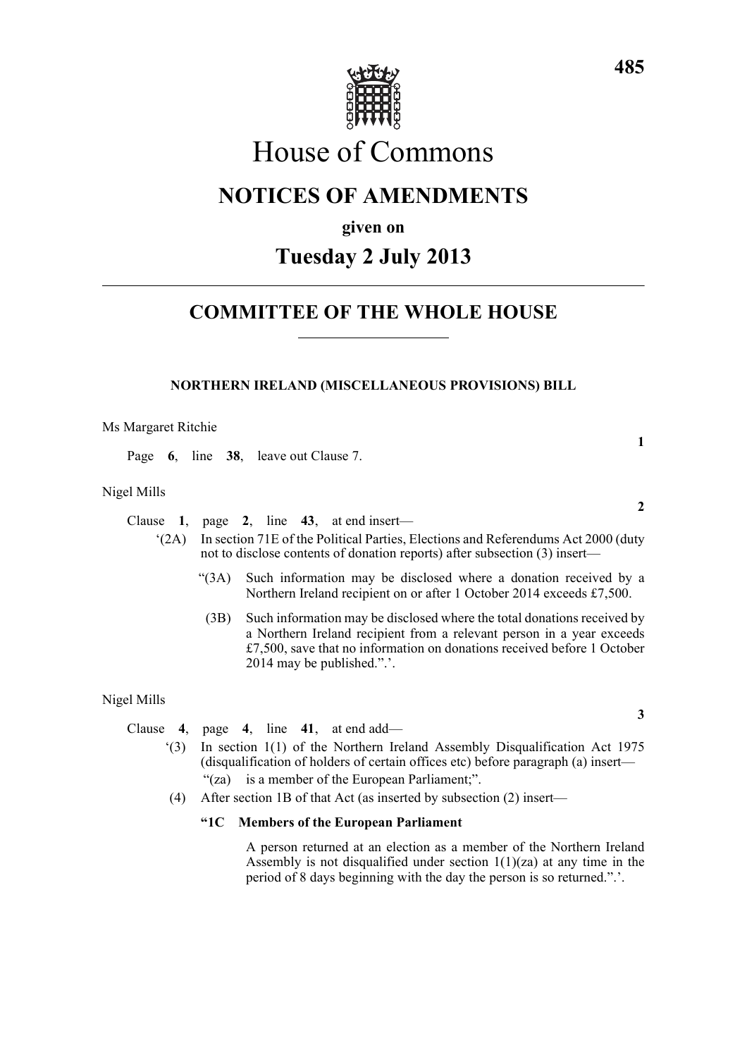# House of Commons

## NOTICES OF AMENDMENTS

**given on**

## Tuesday 2 July 2013

---

## COMMITTEE OF THE WHOLE HOUSE

---

### NORTHERN IRELAND (MISCELLANEOUS PROVISIONS) BILL

Ms Margaret Ritchie

**1**

Page **6**, line **38**, leave out Clause 7.

Nigel Mills

**2**

Clause **1**, page **2**, line **43**, at end insert—

'(2A) In section 71E of the Political Parties, Elections and Referendums Act 2000 (duty not to disclose contents of donation reports) after subsection (3) insert—

"(3A) Such information may be disclosed where a donation received by a Northern Ireland recipient on or after 1 October 2014 exceeds £7,500.

(3B) Such information may be disclosed where the total donations received by a Northern Ireland recipient from a relevant person in a year exceeds £7,500, save that no information on donations received before 1 October 2014 may be published.".'.

Nigel Mills

**3**

Clause **4**, page **4**, line **41**, at end add—

'(3) In section 1(1) of the Northern Ireland Assembly Disqualification Act 1975 (disqualification of holders of certain offices etc) before paragraph (a) insert—

"(za) is a member of the European Parliament;".

(4) After section 1B of that Act (as inserted by subsection (2) insert—

**"1C Members of the European Parliament**

A person returned at an election as a member of the Northern Ireland Assembly is not disqualified under section 1(1)(za) at any time in the period of 8 days beginning with the day the person is so returned.".'.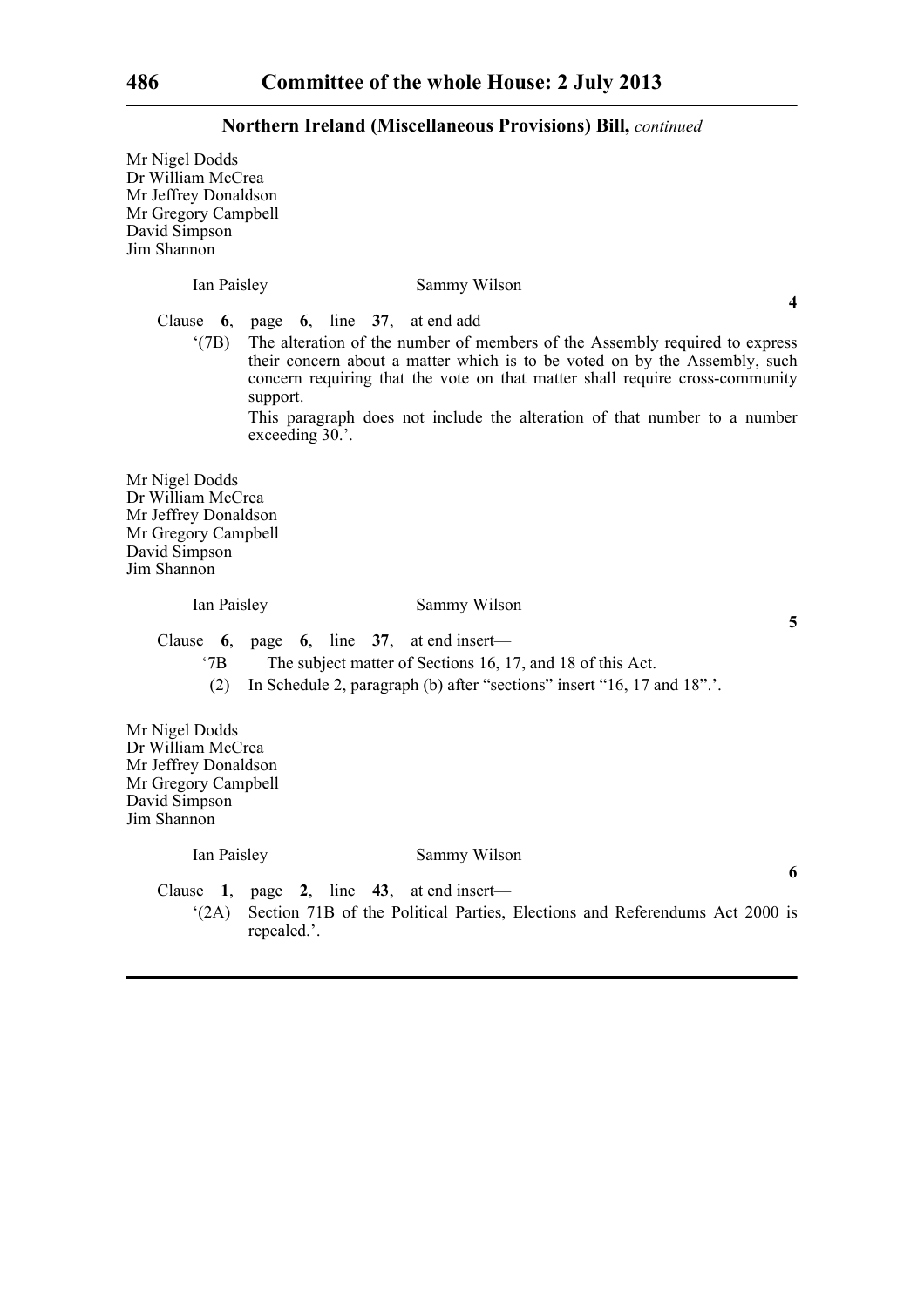**Northern Ireland (Miscellaneous Provisions) Bill,** *continued*

Mr Nigel Dodds
Dr William McCrea
Mr Jeffrey Donaldson
Mr Gregory Campbell
David Simpson
Jim Shannon

Ian Paisley Sammy Wilson

**4**

Clause **6**, page **6**, line **37**, at end add—

'(7B) The alteration of the number of members of the Assembly required to express their concern about a matter which is to be voted on by the Assembly, such concern requiring that the vote on that matter shall require cross-community support.

This paragraph does not include the alteration of that number to a number exceeding 30.'.

Mr Nigel Dodds
Dr William McCrea
Mr Jeffrey Donaldson
Mr Gregory Campbell
David Simpson
Jim Shannon

Ian Paisley Sammy Wilson

**5**

Clause **6**, page **6**, line **37**, at end insert—

'7B The subject matter of Sections 16, 17, and 18 of this Act.

(2) In Schedule 2, paragraph (b) after "sections" insert "16, 17 and 18".'.

Mr Nigel Dodds
Dr William McCrea
Mr Jeffrey Donaldson
Mr Gregory Campbell
David Simpson
Jim Shannon

Ian Paisley Sammy Wilson

**6**

Clause **1**, page **2**, line **43**, at end insert—

'(2A) Section 71B of the Political Parties, Elections and Referendums Act 2000 is repealed.'.